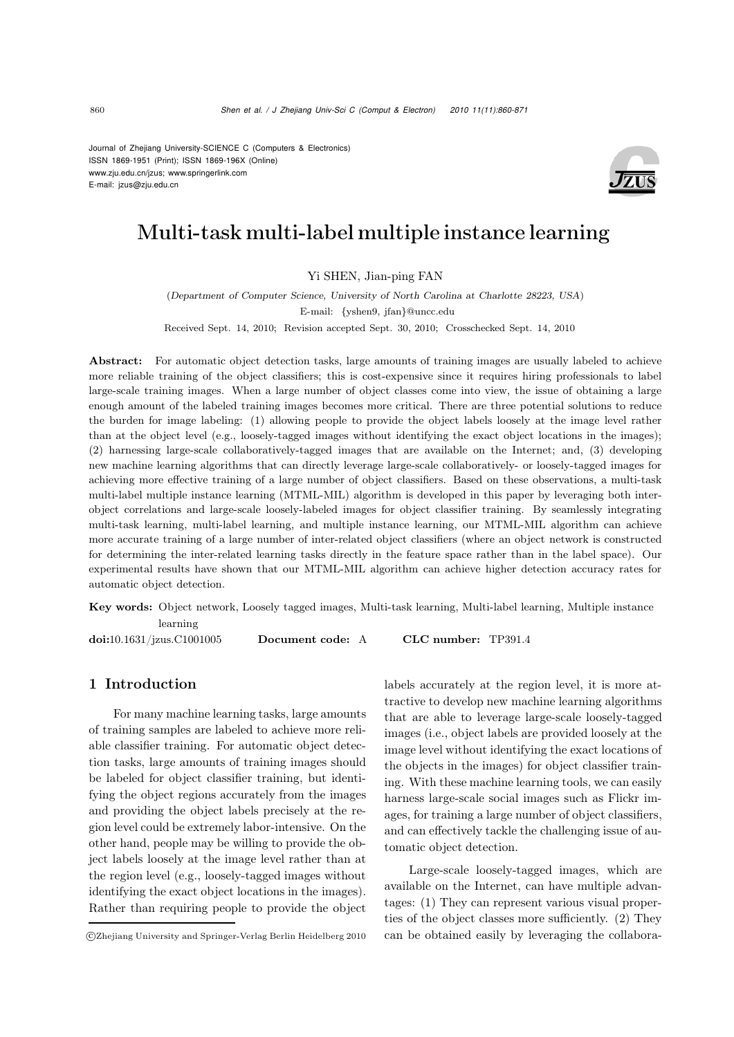Journal of Zhejiang University-SCIENCE C (Computers & Electronics)
ISSN 1869-1951 (Print); ISSN 1869-196X (Online)
www.zju.edu.cn/jzus; www.springerlink.com
E-mail: jzus@zju.edu.cn

# Multi-task multi-label multiple instance learning

Yi SHEN, Jian-ping FAN

(*Department of Computer Science, University of North Carolina at Charlotte 28223, USA*)

E-mail: {yshen9, jfan}@uncc.edu

Received Sept. 14, 2010; Revision accepted Sept. 30, 2010; Crosschecked Sept. 14, 2010

**Abstract:** For automatic object detection tasks, large amounts of training images are usually labeled to achieve more reliable training of the object classifiers; this is cost-expensive since it requires hiring professionals to label large-scale training images. When a large number of object classes come into view, the issue of obtaining a large enough amount of the labeled training images becomes more critical. There are three potential solutions to reduce the burden for image labeling: (1) allowing people to provide the object labels loosely at the image level rather than at the object level (e.g., loosely-tagged images without identifying the exact object locations in the images); (2) harnessing large-scale collaboratively-tagged images that are available on the Internet; and, (3) developing new machine learning algorithms that can directly leverage large-scale collaboratively- or loosely-tagged images for achieving more effective training of a large number of object classifiers. Based on these observations, a multi-task multi-label multiple instance learning (MTML-MIL) algorithm is developed in this paper by leveraging both inter-object correlations and large-scale loosely-labeled images for object classifier training. By seamlessly integrating multi-task learning, multi-label learning, and multiple instance learning, our MTML-MIL algorithm can achieve more accurate training of a large number of inter-related object classifiers (where an object network is constructed for determining the inter-related learning tasks directly in the feature space rather than in the label space). Our experimental results have shown that our MTML-MIL algorithm can achieve higher detection accuracy rates for automatic object detection.

**Key words:** Object network, Loosely tagged images, Multi-task learning, Multi-label learning, Multiple instance learning

**doi:**10.1631/jzus.C1001005 **Document code:** A **CLC number:** TP391.4

## 1 Introduction

For many machine learning tasks, large amounts of training samples are labeled to achieve more reliable classifier training. For automatic object detection tasks, large amounts of training images should be labeled for object classifier training, but identifying the object regions accurately from the images and providing the object labels precisely at the region level could be extremely labor-intensive. On the other hand, people may be willing to provide the object labels loosely at the image level rather than at the region level (e.g., loosely-tagged images without identifying the exact object locations in the images). Rather than requiring people to provide the object labels accurately at the region level, it is more attractive to develop new machine learning algorithms that are able to leverage large-scale loosely-tagged images (i.e., object labels are provided loosely at the image level without identifying the exact locations of the objects in the images) for object classifier training. With these machine learning tools, we can easily harness large-scale social images such as Flickr images, for training a large number of object classifiers, and can effectively tackle the challenging issue of automatic object detection.

Large-scale loosely-tagged images, which are available on the Internet, can have multiple advantages: (1) They can represent various visual properties of the object classes more sufficiently. (2) They can be obtained easily by leveraging the collabora-

©Zhejiang University and Springer-Verlag Berlin Heidelberg 2010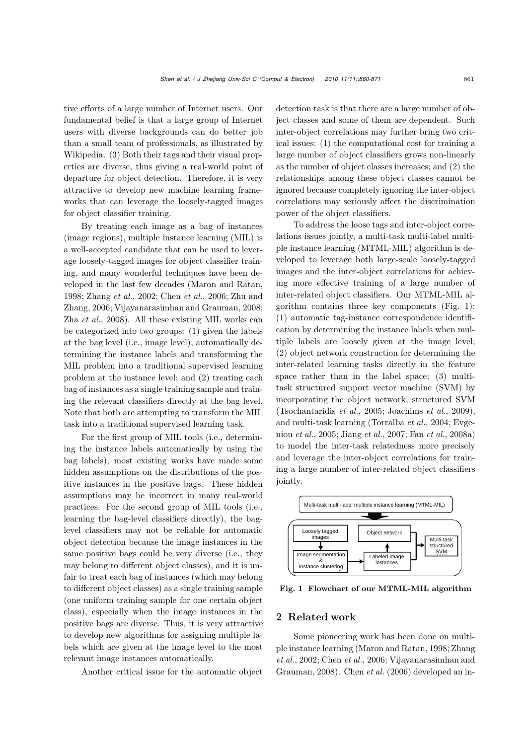tive efforts of a large number of Internet users. Our fundamental belief is that a large group of Internet users with diverse backgrounds can do better job than a small team of professionals, as illustrated by Wikipedia. (3) Both their tags and their visual properties are diverse, thus giving a real-world point of departure for object detection. Therefore, it is very attractive to develop new machine learning frameworks that can leverage the loosely-tagged images for object classifier training.

By treating each image as a bag of instances (image regions), multiple instance learning (MIL) is a well-accepted candidate that can be used to leverage loosely-tagged images for object classifier training, and many wonderful techniques have been developed in the last few decades (Maron and Ratan, 1998; Zhang *et al.*, 2002; Chen *et al.*, 2006; Zhu and Zhang, 2006; Vijayanarasimhan and Grauman, 2008; Zha *et al.*, 2008). All these existing MIL works can be categorized into two groups: (1) given the labels at the bag level (i.e., image level), automatically determining the instance labels and transforming the MIL problem into a traditional supervised learning problem at the instance level; and (2) treating each bag of instances as a single training sample and training the relevant classifiers directly at the bag level. Note that both are attempting to transform the MIL task into a traditional supervised learning task.

For the first group of MIL tools (i.e., determining the instance labels automatically by using the bag labels), most existing works have made some hidden assumptions on the distributions of the positive instances in the positive bags. These hidden assumptions may be incorrect in many real-world practices. For the second group of MIL tools (i.e., learning the bag-level classifiers directly), the bag-level classifiers may not be reliable for automatic object detection because the image instances in the same positive bags could be very diverse (i.e., they may belong to different object classes), and it is unfair to treat each bag of instances (which may belong to different object classes) as a single training sample (one uniform training sample for one certain object class), especially when the image instances in the positive bags are diverse. Thus, it is very attractive to develop new algorithms for assigning multiple labels which are given at the image level to the most relevant image instances automatically.

Another critical issue for the automatic object detection task is that there are a large number of object classes and some of them are dependent. Such inter-object correlations may further bring two critical issues: (1) the computational cost for training a large number of object classifiers grows non-linearly as the number of object classes increases; and (2) the relationships among these object classes cannot be ignored because completely ignoring the inter-object correlations may seriously affect the discrimination power of the object classifiers.

To address the loose tags and inter-object correlations issues jointly, a multi-task multi-label multiple instance learning (MTML-MIL) algorithm is developed to leverage both large-scale loosely-tagged images and the inter-object correlations for achieving more effective training of a large number of inter-related object classifiers. Our MTML-MIL algorithm contains three key components (Fig. 1): (1) automatic tag-instance correspondence identification by determining the instance labels when multiple labels are loosely given at the image level; (2) object network construction for determining the inter-related learning tasks directly in the feature space rather than in the label space; (3) multi-task structured support vector machine (SVM) by incorporating the object network, structured SVM (Tsochantaridis *et al.*, 2005; Joachims *et al.*, 2009), and multi-task learning (Torralba *et al.*, 2004; Evgeniou *et al.*, 2005; Jiang *et al.*, 2007; Fan *et al.*, 2008a) to model the inter-task relatedness more precisely and leverage the inter-object correlations for training a large number of inter-related object classifiers jointly.

Multi-task multi-label multiple instance learning (MTML-MIL)

Loosely tagged images → Image segmentation & Instance clustering → Labeled image instances → Object network → Multi-task structured SVM

**Fig. 1 Flowchart of our MTML-MIL algorithm**

## 2 Related work

Some pioneering work has been done on multiple instance learning (Maron and Ratan, 1998; Zhang *et al.*, 2002; Chen *et al.*, 2006; Vijayanarasimhan and Grauman, 2008). Chen *et al.* (2006) developed an in-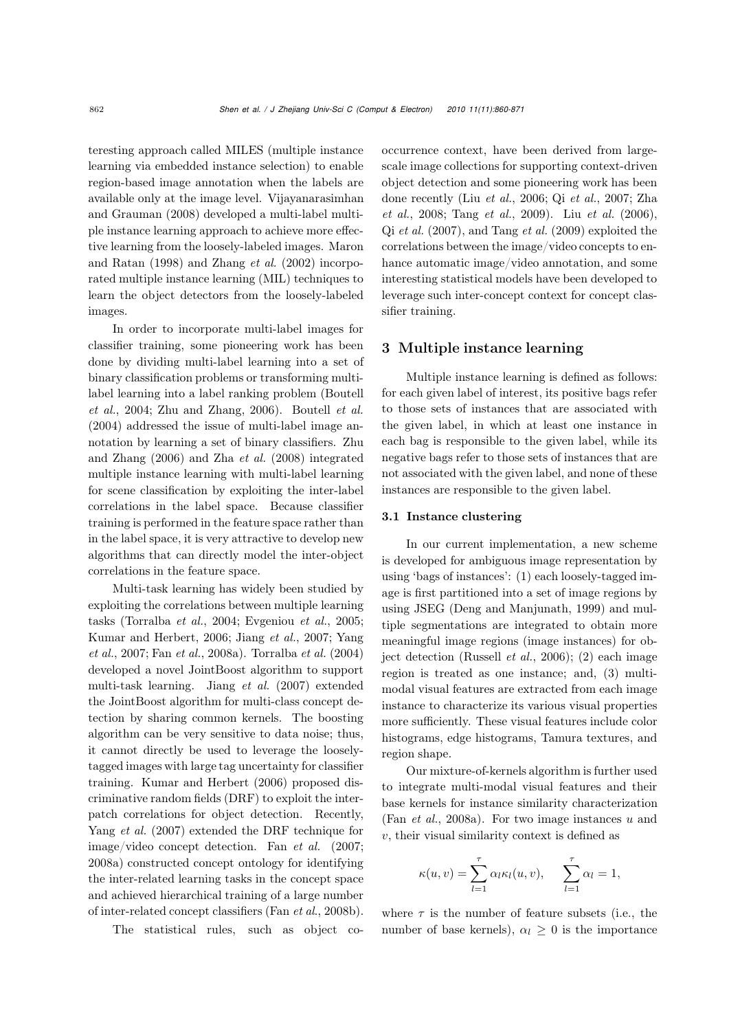teresting approach called MILES (multiple instance learning via embedded instance selection) to enable region-based image annotation when the labels are available only at the image level. Vijayanarasimhan and Grauman (2008) developed a multi-label multiple instance learning approach to achieve more effective learning from the loosely-labeled images. Maron and Ratan (1998) and Zhang *et al.* (2002) incorporated multiple instance learning (MIL) techniques to learn the object detectors from the loosely-labeled images.

In order to incorporate multi-label images for classifier training, some pioneering work has been done by dividing multi-label learning into a set of binary classification problems or transforming multi-label learning into a label ranking problem (Boutell *et al.*, 2004; Zhu and Zhang, 2006). Boutell *et al.* (2004) addressed the issue of multi-label image annotation by learning a set of binary classifiers. Zhu and Zhang (2006) and Zha *et al.* (2008) integrated multiple instance learning with multi-label learning for scene classification by exploiting the inter-label correlations in the label space. Because classifier training is performed in the feature space rather than in the label space, it is very attractive to develop new algorithms that can directly model the inter-object correlations in the feature space.

Multi-task learning has widely been studied by exploiting the correlations between multiple learning tasks (Torralba *et al.*, 2004; Evgeniou *et al.*, 2005; Kumar and Herbert, 2006; Jiang *et al.*, 2007; Yang *et al.*, 2007; Fan *et al.*, 2008a). Torralba *et al.* (2004) developed a novel JointBoost algorithm to support multi-task learning. Jiang *et al.* (2007) extended the JointBoost algorithm for multi-class concept detection by sharing common kernels. The boosting algorithm can be very sensitive to data noise; thus, it cannot directly be used to leverage the loosely-tagged images with large tag uncertainty for classifier training. Kumar and Herbert (2006) proposed discriminative random fields (DRF) to exploit the inter-patch correlations for object detection. Recently, Yang *et al.* (2007) extended the DRF technique for image/video concept detection. Fan *et al.* (2007; 2008a) constructed concept ontology for identifying the inter-related learning tasks in the concept space and achieved hierarchical training of a large number of inter-related concept classifiers (Fan *et al.*, 2008b).

The statistical rules, such as object co-occurrence context, have been derived from large-scale image collections for supporting context-driven object detection and some pioneering work has been done recently (Liu *et al.*, 2006; Qi *et al.*, 2007; Zha *et al.*, 2008; Tang *et al.*, 2009). Liu *et al.* (2006), Qi *et al.* (2007), and Tang *et al.* (2009) exploited the correlations between the image/video concepts to enhance automatic image/video annotation, and some interesting statistical models have been developed to leverage such inter-concept context for concept classifier training.

## 3 Multiple instance learning

Multiple instance learning is defined as follows: for each given label of interest, its positive bags refer to those sets of instances that are associated with the given label, in which at least one instance in each bag is responsible to the given label, while its negative bags refer to those sets of instances that are not associated with the given label, and none of these instances are responsible to the given label.

### 3.1 Instance clustering

In our current implementation, a new scheme is developed for ambiguous image representation by using 'bags of instances': (1) each loosely-tagged image is first partitioned into a set of image regions by using JSEG (Deng and Manjunath, 1999) and multiple segmentations are integrated to obtain more meaningful image regions (image instances) for object detection (Russell *et al.*, 2006); (2) each image region is treated as one instance; and, (3) multi-modal visual features are extracted from each image instance to characterize its various visual properties more sufficiently. These visual features include color histograms, edge histograms, Tamura textures, and region shape.

Our mixture-of-kernels algorithm is further used to integrate multi-modal visual features and their base kernels for instance similarity characterization (Fan *et al.*, 2008a). For two image instances $u$ and $v$, their visual similarity context is defined as

$$\kappa(u, v) = \sum_{l=1}^{\tau} \alpha_l \kappa_l(u, v), \quad \sum_{l=1}^{\tau} \alpha_l = 1,$$

where $\tau$ is the number of feature subsets (i.e., the number of base kernels), $\alpha_l \geq 0$ is the importance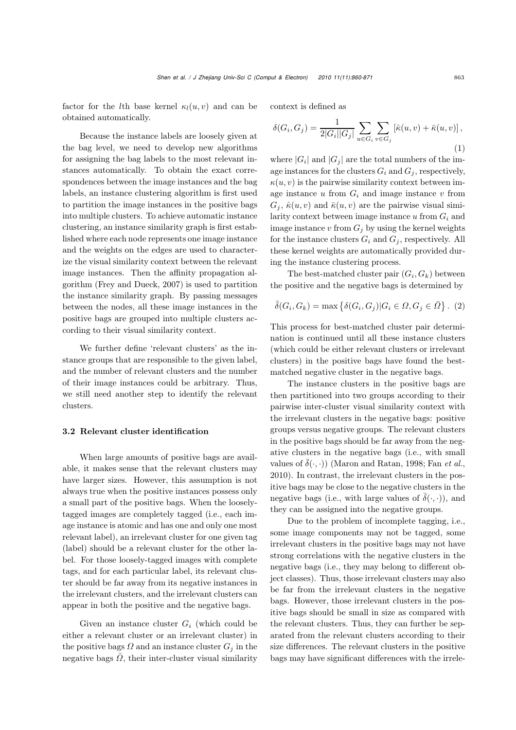factor for the $l$th base kernel $\kappa_l(u, v)$ and can be obtained automatically.

Because the instance labels are loosely given at the bag level, we need to develop new algorithms for assigning the bag labels to the most relevant instances automatically. To obtain the exact correspondences between the image instances and the bag labels, an instance clustering algorithm is first used to partition the image instances in the positive bags into multiple clusters. To achieve automatic instance clustering, an instance similarity graph is first established where each node represents one image instance and the weights on the edges are used to characterize the visual similarity context between the relevant image instances. Then the affinity propagation algorithm (Frey and Dueck, 2007) is used to partition the instance similarity graph. By passing messages between the nodes, all these image instances in the positive bags are grouped into multiple clusters according to their visual similarity context.

We further define 'relevant clusters' as the instance groups that are responsible to the given label, and the number of relevant clusters and the number of their image instances could be arbitrary. Thus, we still need another step to identify the relevant clusters.

### 3.2 Relevant cluster identification

When large amounts of positive bags are available, it makes sense that the relevant clusters may have larger sizes. However, this assumption is not always true when the positive instances possess only a small part of the positive bags. When the loosely-tagged images are completely tagged (i.e., each image instance is atomic and has one and only one most relevant label), an irrelevant cluster for one given tag (label) should be a relevant cluster for the other label. For those loosely-tagged images with complete tags, and for each particular label, its relevant cluster should be far away from its negative instances in the irrelevant clusters, and the irrelevant clusters can appear in both the positive and the negative bags.

Given an instance cluster $G_i$ (which could be either a relevant cluster or an irrelevant cluster) in the positive bags $\Omega$ and an instance cluster $G_j$ in the negative bags $\bar{\Omega}$, their inter-cluster visual similarity context is defined as

$$\delta(G_i, G_j) = \frac{1}{2|G_i||G_j|} \sum_{u \in G_i} \sum_{v \in G_j} \left[\hat{\kappa}(u, v) + \bar{\kappa}(u, v)\right], \tag{1}$$

where $|G_i|$ and $|G_j|$ are the total numbers of the image instances for the clusters $G_i$ and $G_j$, respectively, $\kappa(u, v)$ is the pairwise similarity context between image instance $u$ from $G_i$ and image instance $v$ from $G_j$, $\hat{\kappa}(u, v)$ and $\bar{\kappa}(u, v)$ are the pairwise visual similarity context between image instance $u$ from $G_i$ and image instance $v$ from $G_j$ by using the kernel weights for the instance clusters $G_i$ and $G_j$, respectively. All these kernel weights are automatically provided during the instance clustering process.

The best-matched cluster pair $(G_i, G_k)$ between the positive and the negative bags is determined by

$$\bar{\delta}(G_i, G_k) = \max\left\{\delta(G_i, G_j) | G_i \in \Omega, G_j \in \bar{\Omega}\right\}. \tag{2}$$

This process for best-matched cluster pair determination is continued until all these instance clusters (which could be either relevant clusters or irrelevant clusters) in the positive bags have found the best-matched negative cluster in the negative bags.

The instance clusters in the positive bags are then partitioned into two groups according to their pairwise inter-cluster visual similarity context with the irrelevant clusters in the negative bags: positive groups versus negative groups. The relevant clusters in the positive bags should be far away from the negative clusters in the negative bags (i.e., with small values of $\bar{\delta}(\cdot, \cdot)$) (Maron and Ratan, 1998; Fan *et al.*, 2010). In contrast, the irrelevant clusters in the positive bags may be close to the negative clusters in the negative bags (i.e., with large values of $\bar{\delta}(\cdot, \cdot)$), and they can be assigned into the negative groups.

Due to the problem of incomplete tagging, i.e., some image components may not be tagged, some irrelevant clusters in the positive bags may not have strong correlations with the negative clusters in the negative bags (i.e., they may belong to different object classes). Thus, those irrelevant clusters may also be far from the irrelevant clusters in the negative bags. However, those irrelevant clusters in the positive bags should be small in size as compared with the relevant clusters. Thus, they can further be separated from the relevant clusters according to their size differences. The relevant clusters in the positive bags may have significant differences with the irrele-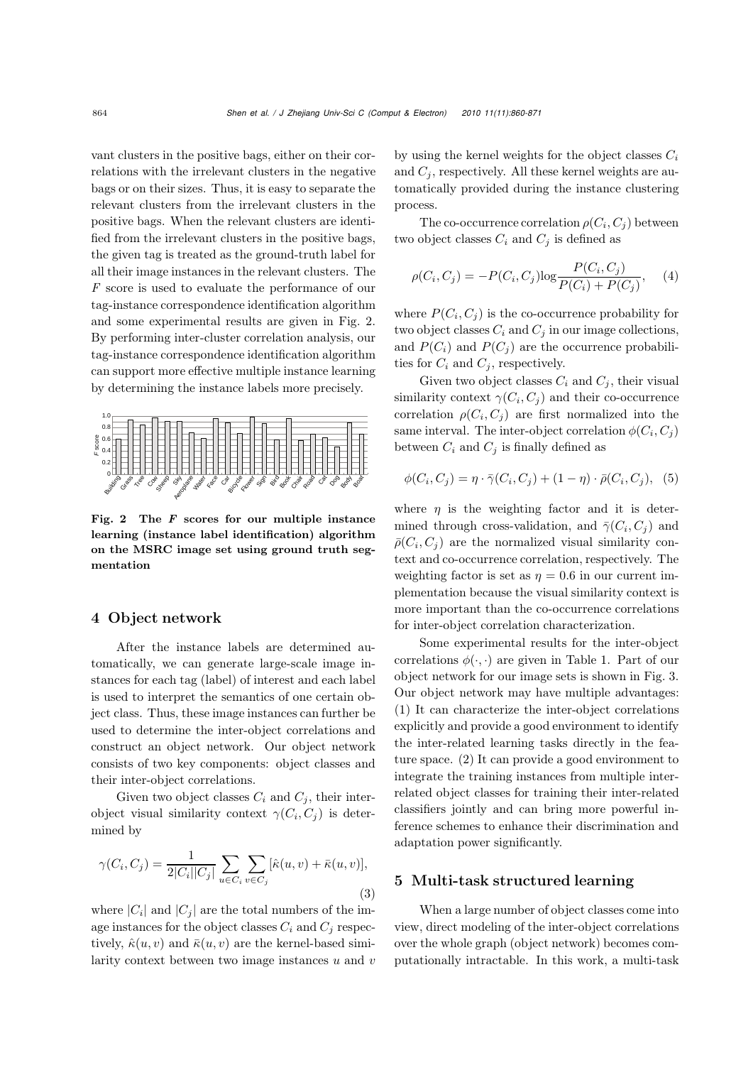vant clusters in the positive bags, either on their correlations with the irrelevant clusters in the negative bags or on their sizes. Thus, it is easy to separate the relevant clusters from the irrelevant clusters in the positive bags. When the relevant clusters are identified from the irrelevant clusters in the positive bags, the given tag is treated as the ground-truth label for all their image instances in the relevant clusters. The $F$ score is used to evaluate the performance of our tag-instance correspondence identification algorithm and some experimental results are given in Fig. 2. By performing inter-cluster correlation analysis, our tag-instance correspondence identification algorithm can support more effective multiple instance learning by determining the instance labels more precisely.

**Fig. 2 The *F* scores for our multiple instance learning (instance label identification) algorithm on the MSRC image set using ground truth segmentation**

## 4 Object network

After the instance labels are determined automatically, we can generate large-scale image instances for each tag (label) of interest and each label is used to interpret the semantics of one certain object class. Thus, these image instances can further be used to determine the inter-object correlations and construct an object network. Our object network consists of two key components: object classes and their inter-object correlations.

Given two object classes $C_i$ and $C_j$, their inter-object visual similarity context $\gamma(C_i, C_j)$ is determined by

$$\gamma(C_i, C_j) = \frac{1}{2|C_i||C_j|}\sum_{u\in C_i}\sum_{v\in C_j}[\hat{\kappa}(u,v)+\bar{\kappa}(u,v)], \tag{3}$$

where $|C_i|$ and $|C_j|$ are the total numbers of the image instances for the object classes $C_i$ and $C_j$ respectively, $\hat{\kappa}(u,v)$ and $\bar{\kappa}(u,v)$ are the kernel-based similarity context between two image instances $u$ and $v$ by using the kernel weights for the object classes $C_i$ and $C_j$, respectively. All these kernel weights are automatically provided during the instance clustering process.

The co-occurrence correlation $\rho(C_i, C_j)$ between two object classes $C_i$ and $C_j$ is defined as

$$\rho(C_i, C_j) = -P(C_i, C_j)\log\frac{P(C_i, C_j)}{P(C_i)+P(C_j)}, \tag{4}$$

where $P(C_i, C_j)$ is the co-occurrence probability for two object classes $C_i$ and $C_j$ in our image collections, and $P(C_i)$ and $P(C_j)$ are the occurrence probabilities for $C_i$ and $C_j$, respectively.

Given two object classes $C_i$ and $C_j$, their visual similarity context $\gamma(C_i, C_j)$ and their co-occurrence correlation $\rho(C_i, C_j)$ are first normalized into the same interval. The inter-object correlation $\phi(C_i, C_j)$ between $C_i$ and $C_j$ is finally defined as

$$\phi(C_i, C_j) = \eta\cdot\bar{\gamma}(C_i, C_j) + (1-\eta)\cdot\bar{\rho}(C_i, C_j), \tag{5}$$

where $\eta$ is the weighting factor and it is determined through cross-validation, and $\bar{\gamma}(C_i, C_j)$ and $\bar{\rho}(C_i, C_j)$ are the normalized visual similarity context and co-occurrence correlation, respectively. The weighting factor is set as $\eta = 0.6$ in our current implementation because the visual similarity context is more important than the co-occurrence correlations for inter-object correlation characterization.

Some experimental results for the inter-object correlations $\phi(\cdot,\cdot)$ are given in Table 1. Part of our object network for our image sets is shown in Fig. 3. Our object network may have multiple advantages: (1) It can characterize the inter-object correlations explicitly and provide a good environment to identify the inter-related learning tasks directly in the feature space. (2) It can provide a good environment to integrate the training instances from multiple inter-related object classes for training their inter-related classifiers jointly and can bring more powerful inference schemes to enhance their discrimination and adaptation power significantly.

## 5 Multi-task structured learning

When a large number of object classes come into view, direct modeling of the inter-object correlations over the whole graph (object network) becomes computationally intractable. In this work, a multi-task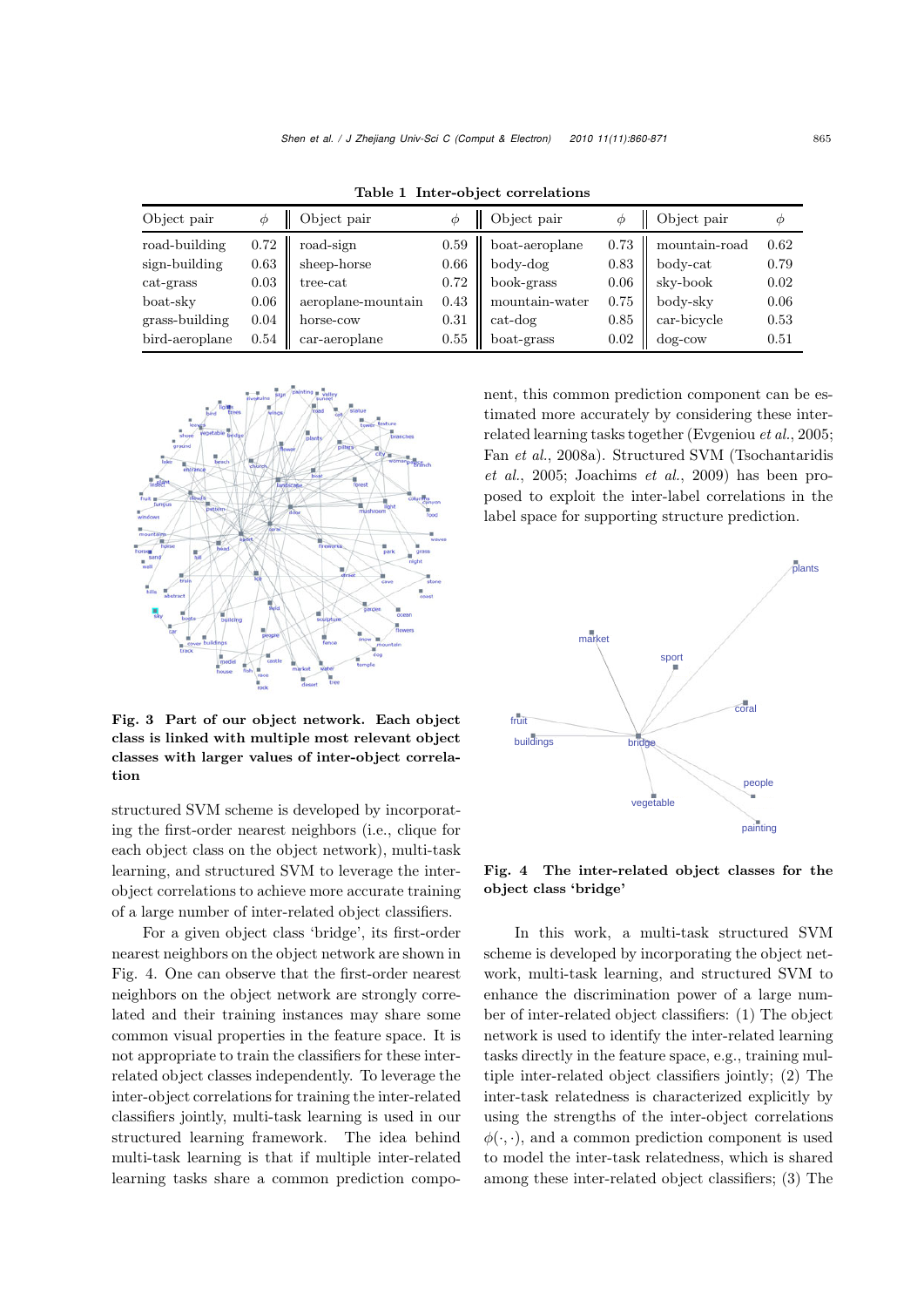Table 1 Inter-object correlations

| Object pair | $\phi$ | Object pair | $\phi$ | Object pair | $\phi$ | Object pair | $\phi$ |
|---|---|---|---|---|---|---|---|
| road-building | 0.72 | road-sign | 0.59 | boat-aeroplane | 0.73 | mountain-road | 0.62 |
| sign-building | 0.63 | sheep-horse | 0.66 | body-dog | 0.83 | body-cat | 0.79 |
| cat-grass | 0.03 | tree-cat | 0.72 | book-grass | 0.06 | sky-book | 0.02 |
| boat-sky | 0.06 | aeroplane-mountain | 0.43 | mountain-water | 0.75 | body-sky | 0.06 |
| grass-building | 0.04 | horse-cow | 0.31 | cat-dog | 0.85 | car-bicycle | 0.53 |
| bird-aeroplane | 0.54 | car-aeroplane | 0.55 | boat-grass | 0.02 | dog-cow | 0.51 |

**Fig. 3 Part of our object network. Each object class is linked with multiple most relevant object classes with larger values of inter-object correlation**

structured SVM scheme is developed by incorporating the first-order nearest neighbors (i.e., clique for each object class on the object network), multi-task learning, and structured SVM to leverage the inter-object correlations to achieve more accurate training of a large number of inter-related object classifiers.

For a given object class 'bridge', its first-order nearest neighbors on the object network are shown in Fig. 4. One can observe that the first-order nearest neighbors on the object network are strongly correlated and their training instances may share some common visual properties in the feature space. It is not appropriate to train the classifiers for these inter-related object classes independently. To leverage the inter-object correlations for training the inter-related classifiers jointly, multi-task learning is used in our structured learning framework. The idea behind multi-task learning is that if multiple inter-related learning tasks share a common prediction component, this common prediction component can be estimated more accurately by considering these inter-related learning tasks together (Evgeniou *et al.*, 2005; Fan *et al.*, 2008a). Structured SVM (Tsochantaridis *et al.*, 2005; Joachims *et al.*, 2009) has been proposed to exploit the inter-label correlations in the label space for supporting structure prediction.

**Fig. 4 The inter-related object classes for the object class 'bridge'**

In this work, a multi-task structured SVM scheme is developed by incorporating the object network, multi-task learning, and structured SVM to enhance the discrimination power of a large number of inter-related object classifiers: (1) The object network is used to identify the inter-related learning tasks directly in the feature space, e.g., training multiple inter-related object classifiers jointly; (2) The inter-task relatedness is characterized explicitly by using the strengths of the inter-object correlations $\phi(\cdot,\cdot)$, and a common prediction component is used to model the inter-task relatedness, which is shared among these inter-related object classifiers; (3) The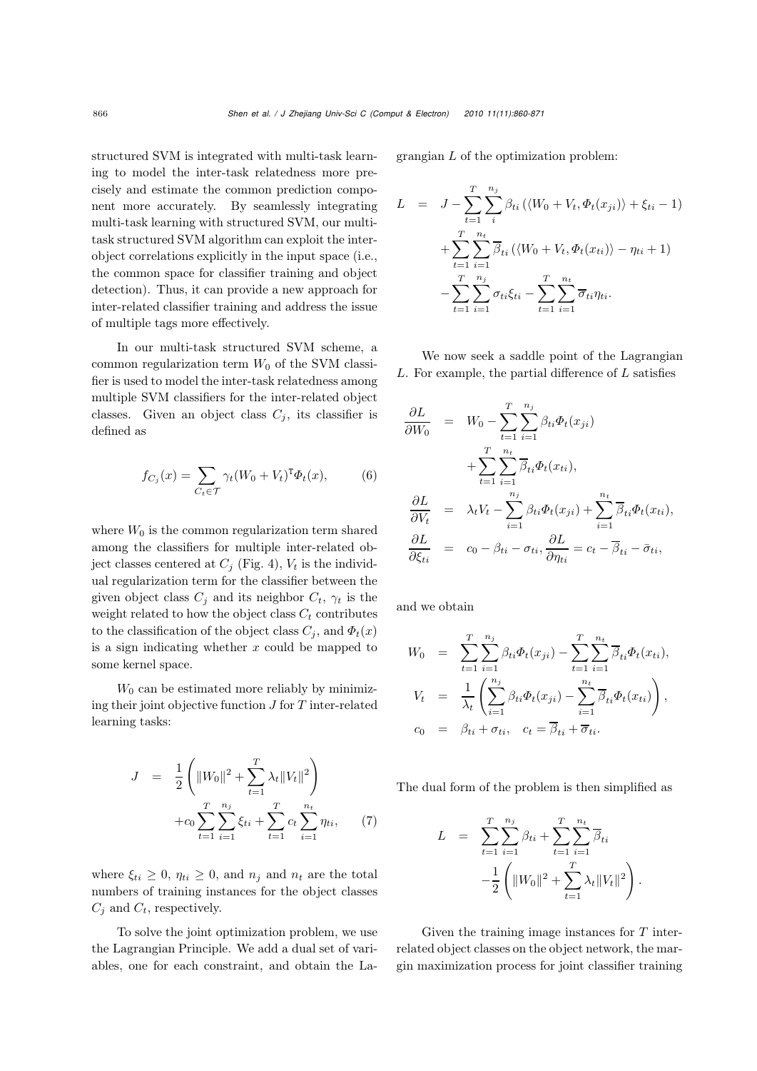structured SVM is integrated with multi-task learning to model the inter-task relatedness more precisely and estimate the common prediction component more accurately. By seamlessly integrating multi-task learning with structured SVM, our multi-task structured SVM algorithm can exploit the inter-object correlations explicitly in the input space (i.e., the common space for classifier training and object detection). Thus, it can provide a new approach for inter-related classifier training and address the issue of multiple tags more effectively.

In our multi-task structured SVM scheme, a common regularization term $W_0$ of the SVM classifier is used to model the inter-task relatedness among multiple SVM classifiers for the inter-related object classes. Given an object class $C_j$, its classifier is defined as

$$f_{C_j}(x) = \sum_{C_t \in \mathcal{T}} \gamma_t (W_0 + V_t)^{\mathrm{T}} \Phi_t(x), \qquad (6)$$

where $W_0$ is the common regularization term shared among the classifiers for multiple inter-related object classes centered at $C_j$ (Fig. 4), $V_t$ is the individual regularization term for the classifier between the given object class $C_j$ and its neighbor $C_t$, $\gamma_t$ is the weight related to how the object class $C_t$ contributes to the classification of the object class $C_j$, and $\Phi_t(x)$ is a sign indicating whether $x$ could be mapped to some kernel space.

$W_0$ can be estimated more reliably by minimizing their joint objective function $J$ for $T$ inter-related learning tasks:

$$J = \frac{1}{2}\left(\|W_0\|^2 + \sum_{t=1}^{T} \lambda_t \|V_t\|^2\right) + c_0 \sum_{t=1}^{T}\sum_{i=1}^{n_j} \xi_{ti} + \sum_{t=1}^{T} c_t \sum_{i=1}^{n_t} \eta_{ti}, \qquad (7)$$

where $\xi_{ti} \geq 0$, $\eta_{ti} \geq 0$, and $n_j$ and $n_t$ are the total numbers of training instances for the object classes $C_j$ and $C_t$, respectively.

To solve the joint optimization problem, we use the Lagrangian Principle. We add a dual set of variables, one for each constraint, and obtain the Lagrangian $L$ of the optimization problem:

$$\begin{aligned} L = {} & J - \sum_{t=1}^{T}\sum_{i}^{n_j} \beta_{ti} \left(\langle W_0 + V_t, \Phi_t(x_{ji})\rangle + \xi_{ti} - 1\right) \\ & + \sum_{t=1}^{T}\sum_{i=1}^{n_t} \overline{\beta}_{ti} \left(\langle W_0 + V_t, \Phi_t(x_{ti})\rangle - \eta_{ti} + 1\right) \\ & - \sum_{t=1}^{T}\sum_{i=1}^{n_j} \sigma_{ti}\xi_{ti} - \sum_{t=1}^{T}\sum_{i=1}^{n_t} \overline{\sigma}_{ti}\eta_{ti}. \end{aligned}$$

We now seek a saddle point of the Lagrangian $L$. For example, the partial difference of $L$ satisfies

$$\begin{aligned} \frac{\partial L}{\partial W_0} &= W_0 - \sum_{t=1}^{T}\sum_{i=1}^{n_j} \beta_{ti}\Phi_t(x_{ji}) + \sum_{t=1}^{T}\sum_{i=1}^{n_t} \overline{\beta}_{ti}\Phi_t(x_{ti}), \\ \frac{\partial L}{\partial V_t} &= \lambda_t V_t - \sum_{i=1}^{n_j} \beta_{ti}\Phi_t(x_{ji}) + \sum_{i=1}^{n_t} \overline{\beta}_{ti}\Phi_t(x_{ti}), \\ \frac{\partial L}{\partial \xi_{ti}} &= c_0 - \beta_{ti} - \sigma_{ti}, \frac{\partial L}{\partial \eta_{ti}} = c_t - \overline{\beta}_{ti} - \bar{\sigma}_{ti}, \end{aligned}$$

and we obtain

$$\begin{aligned} W_0 &= \sum_{t=1}^{T}\sum_{i=1}^{n_j} \beta_{ti}\Phi_t(x_{ji}) - \sum_{t=1}^{T}\sum_{i=1}^{n_t} \overline{\beta}_{ti}\Phi_t(x_{ti}), \\ V_t &= \frac{1}{\lambda_t}\left(\sum_{i=1}^{n_j} \beta_{ti}\Phi_t(x_{ji}) - \sum_{i=1}^{n_t} \overline{\beta}_{ti}\Phi_t(x_{ti})\right), \\ c_0 &= \beta_{ti} + \sigma_{ti}, \quad c_t = \overline{\beta}_{ti} + \overline{\sigma}_{ti}. \end{aligned}$$

The dual form of the problem is then simplified as

$$L = \sum_{t=1}^{T}\sum_{i=1}^{n_j} \beta_{ti} + \sum_{t=1}^{T}\sum_{i=1}^{n_t} \overline{\beta}_{ti} - \frac{1}{2}\left(\|W_0\|^2 + \sum_{t=1}^{T} \lambda_t \|V_t\|^2\right).$$

Given the training image instances for $T$ inter-related object classes on the object network, the margin maximization process for joint classifier training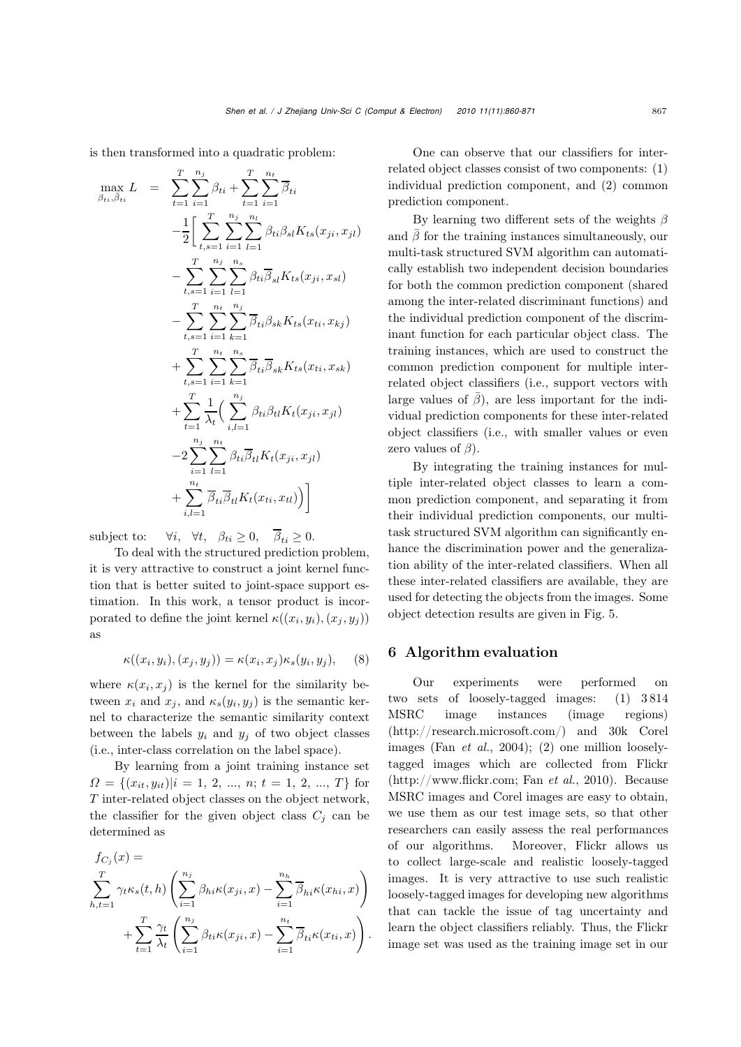is then transformed into a quadratic problem:

$$
\begin{aligned}
\max_{\beta_{ti},\bar{\beta}_{ti}} L \quad = \quad & \sum_{t=1}^{T}\sum_{i=1}^{n_j}\beta_{ti} + \sum_{t=1}^{T}\sum_{i=1}^{n_t}\overline{\beta}_{ti} \\
& -\frac{1}{2}\Bigg[\sum_{t,s=1}^{T}\sum_{i=1}^{n_j}\sum_{l=1}^{n_l}\beta_{ti}\beta_{sl}K_{ts}(x_{ji},x_{jl}) \\
& -\sum_{t,s=1}^{T}\sum_{i=1}^{n_j}\sum_{l=1}^{n_s}\beta_{ti}\overline{\beta}_{sl}K_{ts}(x_{ji},x_{sl}) \\
& -\sum_{t,s=1}^{T}\sum_{i=1}^{n_t}\sum_{k=1}^{n_j}\overline{\beta}_{ti}\beta_{sk}K_{ts}(x_{ti},x_{kj}) \\
& +\sum_{t,s=1}^{T}\sum_{i=1}^{n_t}\sum_{k=1}^{n_s}\overline{\beta}_{ti}\overline{\beta}_{sk}K_{ts}(x_{ti},x_{sk}) \\
& +\sum_{t=1}^{T}\frac{1}{\lambda_t}\Big(\sum_{i,l=1}^{n_j}\beta_{ti}\beta_{tl}K_t(x_{ji},x_{jl}) \\
& -2\sum_{i=1}^{n_j}\sum_{l=1}^{n_t}\beta_{ti}\overline{\beta}_{tl}K_t(x_{ji},x_{jl}) \\
& +\sum_{i,l=1}^{n_t}\overline{\beta}_{ti}\overline{\beta}_{tl}K_t(x_{ti},x_{tl})\Big)\Bigg]
\end{aligned}
$$

subject to: $\forall i,\ \ \forall t,\ \ \beta_{ti}\geq 0,\ \ \ \overline{\beta}_{ti}\geq 0.$

To deal with the structured prediction problem, it is very attractive to construct a joint kernel function that is better suited to joint-space support estimation. In this work, a tensor product is incorporated to define the joint kernel $\kappa((x_i,y_i),(x_j,y_j))$ as

$$\kappa((x_i,y_i),(x_j,y_j)) = \kappa(x_i,x_j)\kappa_s(y_i,y_j), \qquad (8)$$

where $\kappa(x_i,x_j)$ is the kernel for the similarity between $x_i$ and $x_j$, and $\kappa_s(y_i,y_j)$ is the semantic kernel to characterize the semantic similarity context between the labels $y_i$ and $y_j$ of two object classes (i.e., inter-class correlation on the label space).

By learning from a joint training instance set $\Omega = \{(x_{it},y_{it})|i=1,\ 2,\ ...,\ n;\ t=1,\ 2,\ ...,\ T\}$ for $T$ inter-related object classes on the object network, the classifier for the given object class $C_j$ can be determined as

$$
\begin{aligned}
& f_{C_j}(x) = \\
& \sum_{h,t=1}^{T}\gamma_t\kappa_s(t,h)\left(\sum_{i=1}^{n_j}\beta_{hi}\kappa(x_{ji},x) - \sum_{i=1}^{n_h}\overline{\beta}_{hi}\kappa(x_{hi},x)\right) \\
& \quad + \sum_{t=1}^{T}\frac{\gamma_t}{\lambda_t}\left(\sum_{i=1}^{n_j}\beta_{ti}\kappa(x_{ji},x) - \sum_{i=1}^{n_t}\overline{\beta}_{ti}\kappa(x_{ti},x)\right).
\end{aligned}
$$

One can observe that our classifiers for inter-related object classes consist of two components: (1) individual prediction component, and (2) common prediction component.

By learning two different sets of the weights $\beta$ and $\bar{\beta}$ for the training instances simultaneously, our multi-task structured SVM algorithm can automatically establish two independent decision boundaries for both the common prediction component (shared among the inter-related discriminant functions) and the individual prediction component of the discriminant function for each particular object class. The training instances, which are used to construct the common prediction component for multiple inter-related object classifiers (i.e., support vectors with large values of $\bar{\beta}$), are less important for the individual prediction components for these inter-related object classifiers (i.e., with smaller values or even zero values of $\beta$).

By integrating the training instances for multiple inter-related object classes to learn a common prediction component, and separating it from their individual prediction components, our multi-task structured SVM algorithm can significantly enhance the discrimination power and the generalization ability of the inter-related classifiers. When all these inter-related classifiers are available, they are used for detecting the objects from the images. Some object detection results are given in Fig. 5.

## 6 Algorithm evaluation

Our experiments were performed on two sets of loosely-tagged images: (1) 3 814 MSRC image instances (image regions) (http://research.microsoft.com/) and 30k Corel images (Fan *et al.*, 2004); (2) one million loosely-tagged images which are collected from Flickr (http://www.flickr.com; Fan *et al.*, 2010). Because MSRC images and Corel images are easy to obtain, we use them as our test image sets, so that other researchers can easily assess the real performances of our algorithms. Moreover, Flickr allows us to collect large-scale and realistic loosely-tagged images. It is very attractive to use such realistic loosely-tagged images for developing new algorithms that can tackle the issue of tag uncertainty and learn the object classifiers reliably. Thus, the Flickr image set was used as the training image set in our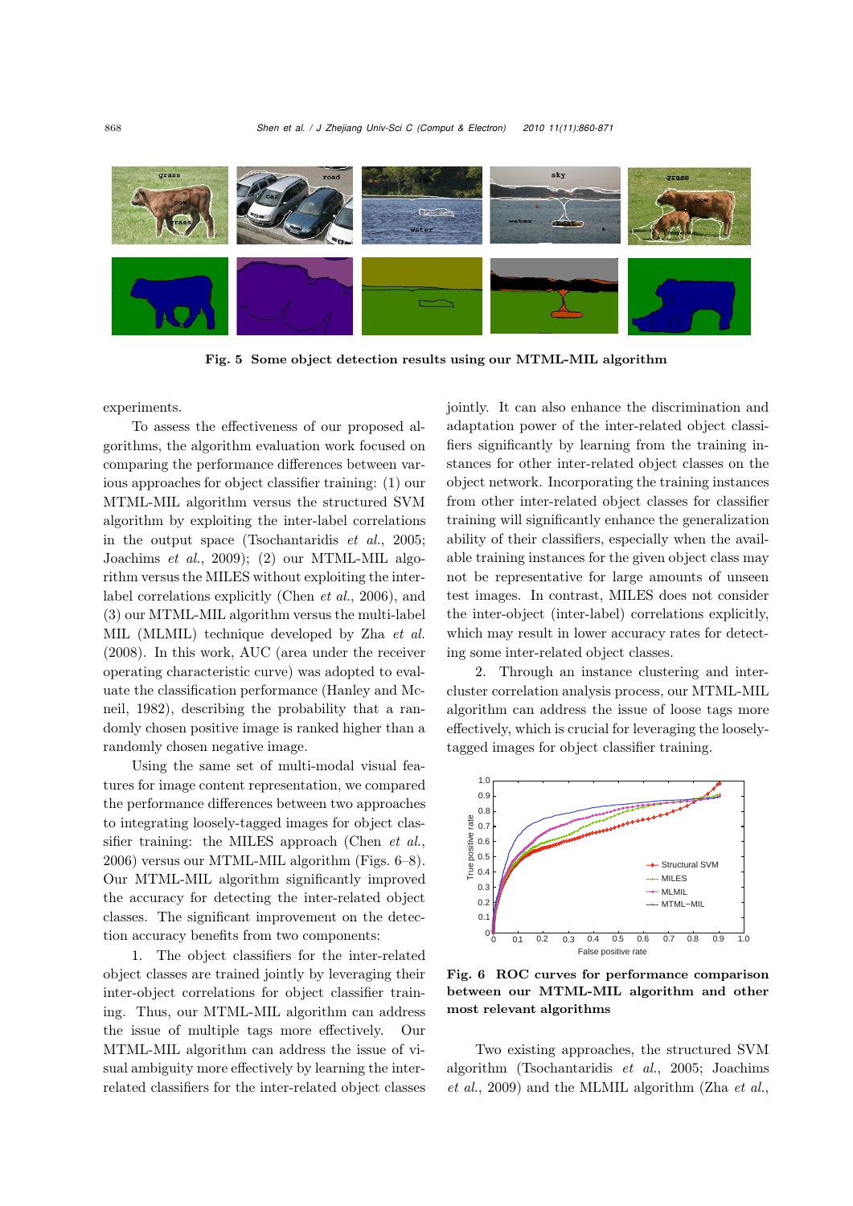**Fig. 5 Some object detection results using our MTML-MIL algorithm**

experiments.

To assess the effectiveness of our proposed algorithms, the algorithm evaluation work focused on comparing the performance differences between various approaches for object classifier training: (1) our MTML-MIL algorithm versus the structured SVM algorithm by exploiting the inter-label correlations in the output space (Tsochantaridis *et al.*, 2005; Joachims *et al.*, 2009); (2) our MTML-MIL algorithm versus the MILES without exploiting the inter-label correlations explicitly (Chen *et al.*, 2006), and (3) our MTML-MIL algorithm versus the multi-label MIL (MLMIL) technique developed by Zha *et al.* (2008). In this work, AUC (area under the receiver operating characteristic curve) was adopted to evaluate the classification performance (Hanley and Mcneil, 1982), describing the probability that a randomly chosen positive image is ranked higher than a randomly chosen negative image.

Using the same set of multi-modal visual features for image content representation, we compared the performance differences between two approaches to integrating loosely-tagged images for object classifier training: the MILES approach (Chen *et al.*, 2006) versus our MTML-MIL algorithm (Figs. 6–8). Our MTML-MIL algorithm significantly improved the accuracy for detecting the inter-related object classes. The significant improvement on the detection accuracy benefits from two components:

1. The object classifiers for the inter-related object classes are trained jointly by leveraging their inter-object correlations for object classifier training. Thus, our MTML-MIL algorithm can address the issue of multiple tags more effectively. Our MTML-MIL algorithm can address the issue of visual ambiguity more effectively by learning the inter-related classifiers for the inter-related object classes jointly. It can also enhance the discrimination and adaptation power of the inter-related object classifiers significantly by learning from the training instances for other inter-related object classes on the object network. Incorporating the training instances from other inter-related object classes for classifier training will significantly enhance the generalization ability of their classifiers, especially when the available training instances for the given object class may not be representative for large amounts of unseen test images. In contrast, MILES does not consider the inter-object (inter-label) correlations explicitly, which may result in lower accuracy rates for detecting some inter-related object classes.

2. Through an instance clustering and inter-cluster correlation analysis process, our MTML-MIL algorithm can address the issue of loose tags more effectively, which is crucial for leveraging the loosely-tagged images for object classifier training.

**Fig. 6 ROC curves for performance comparison between our MTML-MIL algorithm and other most relevant algorithms**

Two existing approaches, the structured SVM algorithm (Tsochantaridis *et al.*, 2005; Joachims *et al.*, 2009) and the MLMIL algorithm (Zha *et al.*,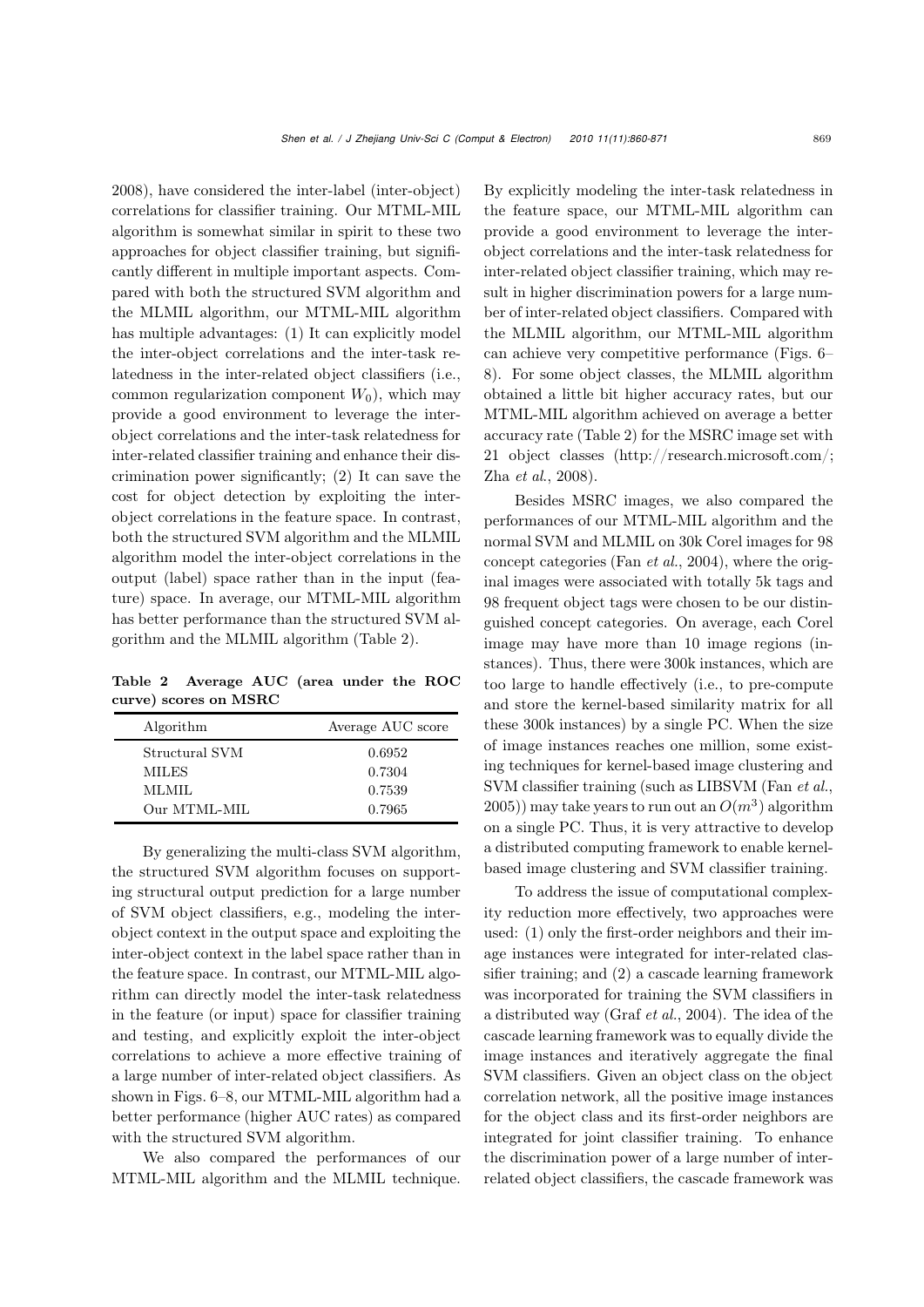2008), have considered the inter-label (inter-object) correlations for classifier training. Our MTML-MIL algorithm is somewhat similar in spirit to these two approaches for object classifier training, but significantly different in multiple important aspects. Compared with both the structured SVM algorithm and the MLMIL algorithm, our MTML-MIL algorithm has multiple advantages: (1) It can explicitly model the inter-object correlations and the inter-task relatedness in the inter-related object classifiers (i.e., common regularization component $W_0$), which may provide a good environment to leverage the inter-object correlations and the inter-task relatedness for inter-related classifier training and enhance their discrimination power significantly; (2) It can save the cost for object detection by exploiting the inter-object correlations in the feature space. In contrast, both the structured SVM algorithm and the MLMIL algorithm model the inter-object correlations in the output (label) space rather than in the input (feature) space. In average, our MTML-MIL algorithm has better performance than the structured SVM algorithm and the MLMIL algorithm (Table 2).

**Table 2 Average AUC (area under the ROC curve) scores on MSRC**

| Algorithm | Average AUC score |
|---|---|
| Structural SVM | 0.6952 |
| MILES | 0.7304 |
| MLMIL | 0.7539 |
| Our MTML-MIL | 0.7965 |

By generalizing the multi-class SVM algorithm, the structured SVM algorithm focuses on supporting structural output prediction for a large number of SVM object classifiers, e.g., modeling the inter-object context in the output space and exploiting the inter-object context in the label space rather than in the feature space. In contrast, our MTML-MIL algorithm can directly model the inter-task relatedness in the feature (or input) space for classifier training and testing, and explicitly exploit the inter-object correlations to achieve a more effective training of a large number of inter-related object classifiers. As shown in Figs. 6–8, our MTML-MIL algorithm had a better performance (higher AUC rates) as compared with the structured SVM algorithm.

We also compared the performances of our MTML-MIL algorithm and the MLMIL technique. By explicitly modeling the inter-task relatedness in the feature space, our MTML-MIL algorithm can provide a good environment to leverage the inter-object correlations and the inter-task relatedness for inter-related object classifier training, which may result in higher discrimination powers for a large number of inter-related object classifiers. Compared with the MLMIL algorithm, our MTML-MIL algorithm can achieve very competitive performance (Figs. 6–8). For some object classes, the MLMIL algorithm obtained a little bit higher accuracy rates, but our MTML-MIL algorithm achieved on average a better accuracy rate (Table 2) for the MSRC image set with 21 object classes (http://research.microsoft.com/; Zha *et al.*, 2008).

Besides MSRC images, we also compared the performances of our MTML-MIL algorithm and the normal SVM and MLMIL on 30k Corel images for 98 concept categories (Fan *et al.*, 2004), where the original images were associated with totally 5k tags and 98 frequent object tags were chosen to be our distinguished concept categories. On average, each Corel image may have more than 10 image regions (instances). Thus, there were 300k instances, which are too large to handle effectively (i.e., to pre-compute and store the kernel-based similarity matrix for all these 300k instances) by a single PC. When the size of image instances reaches one million, some existing techniques for kernel-based image clustering and SVM classifier training (such as LIBSVM (Fan *et al.*, 2005)) may take years to run out an $O(m^3)$ algorithm on a single PC. Thus, it is very attractive to develop a distributed computing framework to enable kernel-based image clustering and SVM classifier training.

To address the issue of computational complexity reduction more effectively, two approaches were used: (1) only the first-order neighbors and their image instances were integrated for inter-related classifier training; and (2) a cascade learning framework was incorporated for training the SVM classifiers in a distributed way (Graf *et al.*, 2004). The idea of the cascade learning framework was to equally divide the image instances and iteratively aggregate the final SVM classifiers. Given an object class on the object correlation network, all the positive image instances for the object class and its first-order neighbors are integrated for joint classifier training. To enhance the discrimination power of a large number of inter-related object classifiers, the cascade framework was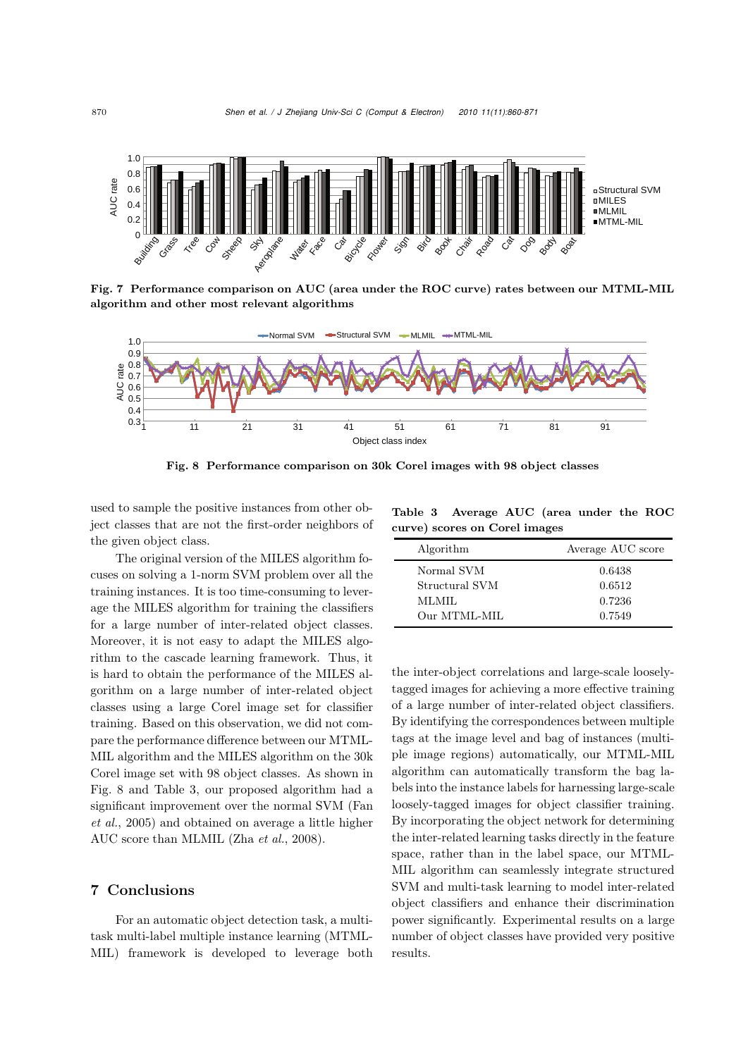Fig. 7 Performance comparison on AUC (area under the ROC curve) rates between our MTML-MIL algorithm and other most relevant algorithms

Fig. 8 Performance comparison on 30k Corel images with 98 object classes

used to sample the positive instances from other object classes that are not the first-order neighbors of the given object class.

The original version of the MILES algorithm focuses on solving a 1-norm SVM problem over all the training instances. It is too time-consuming to leverage the MILES algorithm for training the classifiers for a large number of inter-related object classes. Moreover, it is not easy to adapt the MILES algorithm to the cascade learning framework. Thus, it is hard to obtain the performance of the MILES algorithm on a large number of inter-related object classes using a large Corel image set for classifier training. Based on this observation, we did not compare the performance difference between our MTML-MIL algorithm and the MILES algorithm on the 30k Corel image set with 98 object classes. As shown in Fig. 8 and Table 3, our proposed algorithm had a significant improvement over the normal SVM (Fan *et al.*, 2005) and obtained on average a little higher AUC score than MLMIL (Zha *et al.*, 2008).

**Table 3 Average AUC (area under the ROC curve) scores on Corel images**

| Algorithm | Average AUC score |
|---|---|
| Normal SVM | 0.6438 |
| Structural SVM | 0.6512 |
| MLMIL | 0.7236 |
| Our MTML-MIL | 0.7549 |

## 7 Conclusions

For an automatic object detection task, a multi-task multi-label multiple instance learning (MTML-MIL) framework is developed to leverage both the inter-object correlations and large-scale loosely-tagged images for achieving a more effective training of a large number of inter-related object classifiers. By identifying the correspondences between multiple tags at the image level and bag of instances (multiple image regions) automatically, our MTML-MIL algorithm can automatically transform the bag labels into the instance labels for harnessing large-scale loosely-tagged images for object classifier training. By incorporating the object network for determining the inter-related learning tasks directly in the feature space, rather than in the label space, our MTML-MIL algorithm can seamlessly integrate structured SVM and multi-task learning to model inter-related object classifiers and enhance their discrimination power significantly. Experimental results on a large number of object classes have provided very positive results.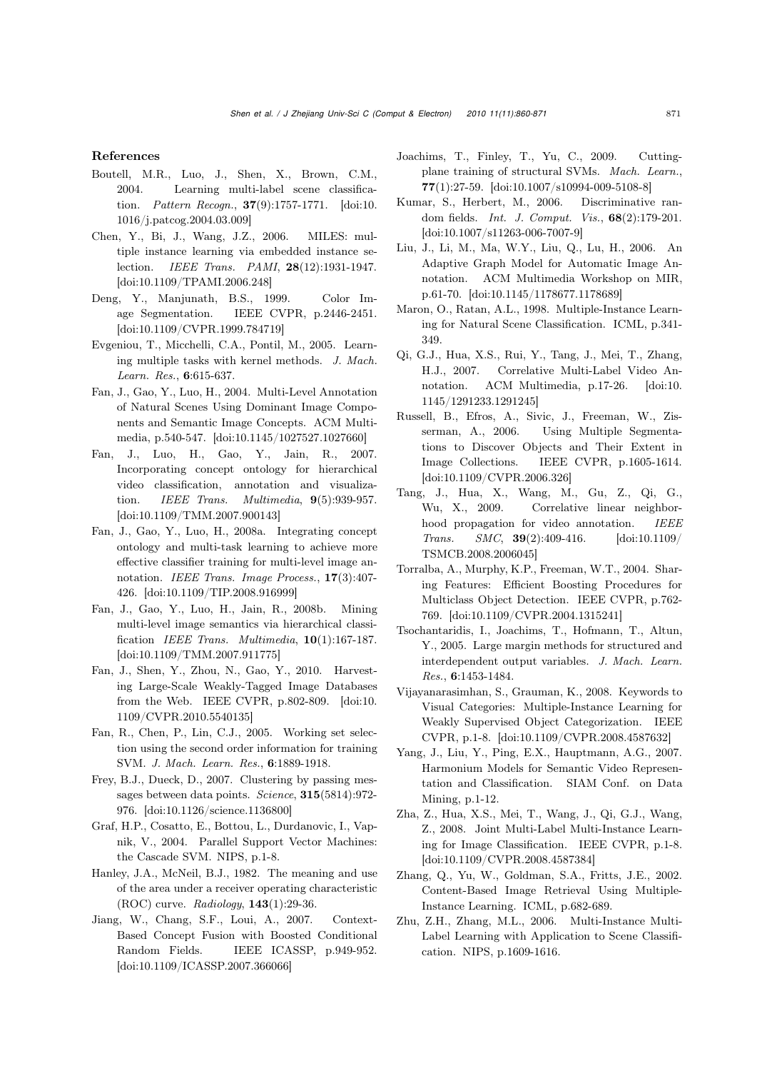## References

Boutell, M.R., Luo, J., Shen, X., Brown, C.M., 2004. Learning multi-label scene classification. *Pattern Recogn.*, **37**(9):1757-1771. [doi:10.1016/j.patcog.2004.03.009]

Chen, Y., Bi, J., Wang, J.Z., 2006. MILES: multiple instance learning via embedded instance selection. *IEEE Trans. PAMI*, **28**(12):1931-1947. [doi:10.1109/TPAMI.2006.248]

Deng, Y., Manjunath, B.S., 1999. Color Image Segmentation. IEEE CVPR, p.2446-2451. [doi:10.1109/CVPR.1999.784719]

Evgeniou, T., Micchelli, C.A., Pontil, M., 2005. Learning multiple tasks with kernel methods. *J. Mach. Learn. Res.*, **6**:615-637.

Fan, J., Gao, Y., Luo, H., 2004. Multi-Level Annotation of Natural Scenes Using Dominant Image Components and Semantic Image Concepts. ACM Multimedia, p.540-547. [doi:10.1145/1027527.1027660]

Fan, J., Luo, H., Gao, Y., Jain, R., 2007. Incorporating concept ontology for hierarchical video classification, annotation and visualization. *IEEE Trans. Multimedia*, **9**(5):939-957. [doi:10.1109/TMM.2007.900143]

Fan, J., Gao, Y., Luo, H., 2008a. Integrating concept ontology and multi-task learning to achieve more effective classifier training for multi-level image annotation. *IEEE Trans. Image Process.*, **17**(3):407-426. [doi:10.1109/TIP.2008.916999]

Fan, J., Gao, Y., Luo, H., Jain, R., 2008b. Mining multi-level image semantics via hierarchical classification *IEEE Trans. Multimedia*, **10**(1):167-187. [doi:10.1109/TMM.2007.911775]

Fan, J., Shen, Y., Zhou, N., Gao, Y., 2010. Harvesting Large-Scale Weakly-Tagged Image Databases from the Web. IEEE CVPR, p.802-809. [doi:10.1109/CVPR.2010.5540135]

Fan, R., Chen, P., Lin, C.J., 2005. Working set selection using the second order information for training SVM. *J. Mach. Learn. Res.*, **6**:1889-1918.

Frey, B.J., Dueck, D., 2007. Clustering by passing messages between data points. *Science*, **315**(5814):972-976. [doi:10.1126/science.1136800]

Graf, H.P., Cosatto, E., Bottou, L., Durdanovic, I., Vapnik, V., 2004. Parallel Support Vector Machines: the Cascade SVM. NIPS, p.1-8.

Hanley, J.A., McNeil, B.J., 1982. The meaning and use of the area under a receiver operating characteristic (ROC) curve. *Radiology*, **143**(1):29-36.

Jiang, W., Chang, S.F., Loui, A., 2007. Context-Based Concept Fusion with Boosted Conditional Random Fields. IEEE ICASSP, p.949-952. [doi:10.1109/ICASSP.2007.366066]

Joachims, T., Finley, T., Yu, C., 2009. Cutting-plane training of structural SVMs. *Mach. Learn.*, **77**(1):27-59. [doi:10.1007/s10994-009-5108-8]

Kumar, S., Herbert, M., 2006. Discriminative random fields. *Int. J. Comput. Vis.*, **68**(2):179-201. [doi:10.1007/s11263-006-7007-9]

Liu, J., Li, M., Ma, W.Y., Liu, Q., Lu, H., 2006. An Adaptive Graph Model for Automatic Image Annotation. ACM Multimedia Workshop on MIR, p.61-70. [doi:10.1145/1178677.1178689]

Maron, O., Ratan, A.L., 1998. Multiple-Instance Learning for Natural Scene Classification. ICML, p.341-349.

Qi, G.J., Hua, X.S., Rui, Y., Tang, J., Mei, T., Zhang, H.J., 2007. Correlative Multi-Label Video Annotation. ACM Multimedia, p.17-26. [doi:10.1145/1291233.1291245]

Russell, B., Efros, A., Sivic, J., Freeman, W., Zisserman, A., 2006. Using Multiple Segmentations to Discover Objects and Their Extent in Image Collections. IEEE CVPR, p.1605-1614. [doi:10.1109/CVPR.2006.326]

Tang, J., Hua, X., Wang, M., Gu, Z., Qi, G., Wu, X., 2009. Correlative linear neighborhood propagation for video annotation. *IEEE Trans. SMC*, **39**(2):409-416. [doi:10.1109/TSMCB.2008.2006045]

Torralba, A., Murphy, K.P., Freeman, W.T., 2004. Sharing Features: Efficient Boosting Procedures for Multiclass Object Detection. IEEE CVPR, p.762-769. [doi:10.1109/CVPR.2004.1315241]

Tsochantaridis, I., Joachims, T., Hofmann, T., Altun, Y., 2005. Large margin methods for structured and interdependent output variables. *J. Mach. Learn. Res.*, **6**:1453-1484.

Vijayanarasimhan, S., Grauman, K., 2008. Keywords to Visual Categories: Multiple-Instance Learning for Weakly Supervised Object Categorization. IEEE CVPR, p.1-8. [doi:10.1109/CVPR.2008.4587632]

Yang, J., Liu, Y., Ping, E.X., Hauptmann, A.G., 2007. Harmonium Models for Semantic Video Representation and Classification. SIAM Conf. on Data Mining, p.1-12.

Zha, Z., Hua, X.S., Mei, T., Wang, J., Qi, G.J., Wang, Z., 2008. Joint Multi-Label Multi-Instance Learning for Image Classification. IEEE CVPR, p.1-8. [doi:10.1109/CVPR.2008.4587384]

Zhang, Q., Yu, W., Goldman, S.A., Fritts, J.E., 2002. Content-Based Image Retrieval Using Multiple-Instance Learning. ICML, p.682-689.

Zhu, Z.H., Zhang, M.L., 2006. Multi-Instance Multi-Label Learning with Application to Scene Classification. NIPS, p.1609-1616.